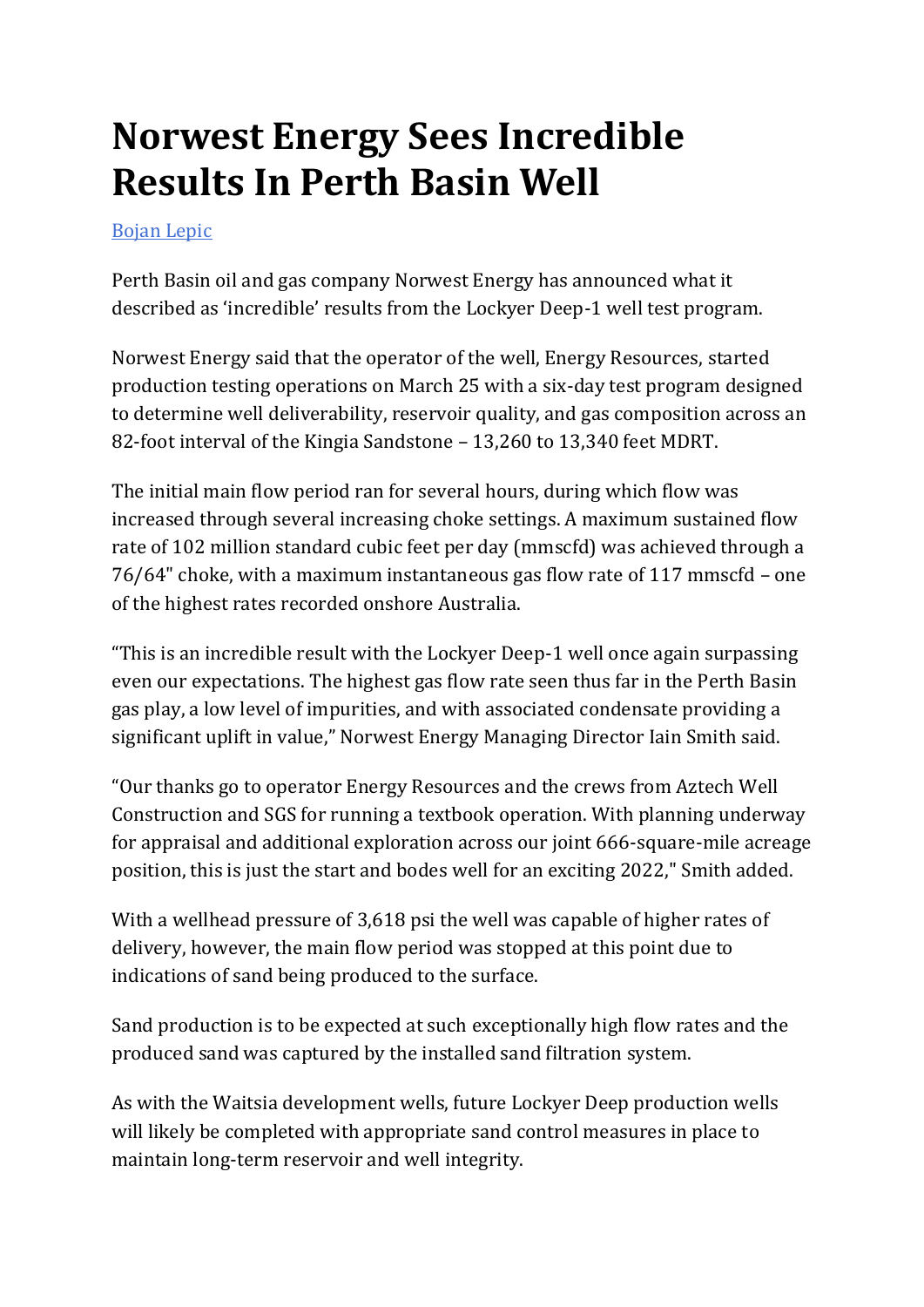# Norwest Energy Sees Incredible Results In Perth Basin Well

[Bojan Lepic]

Perth Basin oil and gas company Norwest Energy has announced what it described as 'incredible' results from the Lockyer Deep-1 well test program.

Norwest Energy said that the operator of the well, Energy Resources, started production testing operations on March 25 with a six-day test program designed to determine well deliverability, reservoir quality, and gas composition across an 82-foot interval of the Kingia Sandstone – 13,260 to 13,340 feet MDRT.

The initial main flow period ran for several hours, during which flow was increased through several increasing choke settings. A maximum sustained flow rate of 102 million standard cubic feet per day (mmscfd) was achieved through a 76/64" choke, with a maximum instantaneous gas flow rate of 117 mmscfd – one of the highest rates recorded onshore Australia.

"This is an incredible result with the Lockyer Deep-1 well once again surpassing even our expectations. The highest gas flow rate seen thus far in the Perth Basin gas play, a low level of impurities, and with associated condensate providing a significant uplift in value," Norwest Energy Managing Director Iain Smith said.

"Our thanks go to operator Energy Resources and the crews from Aztech Well Construction and SGS for running a textbook operation. With planning underway for appraisal and additional exploration across our joint 666-square-mile acreage position, this is just the start and bodes well for an exciting 2022," Smith added.

With a wellhead pressure of 3,618 psi the well was capable of higher rates of delivery, however, the main flow period was stopped at this point due to indications of sand being produced to the surface.

Sand production is to be expected at such exceptionally high flow rates and the produced sand was captured by the installed sand filtration system.

As with the Waitsia development wells, future Lockyer Deep production wells will likely be completed with appropriate sand control measures in place to maintain long-term reservoir and well integrity.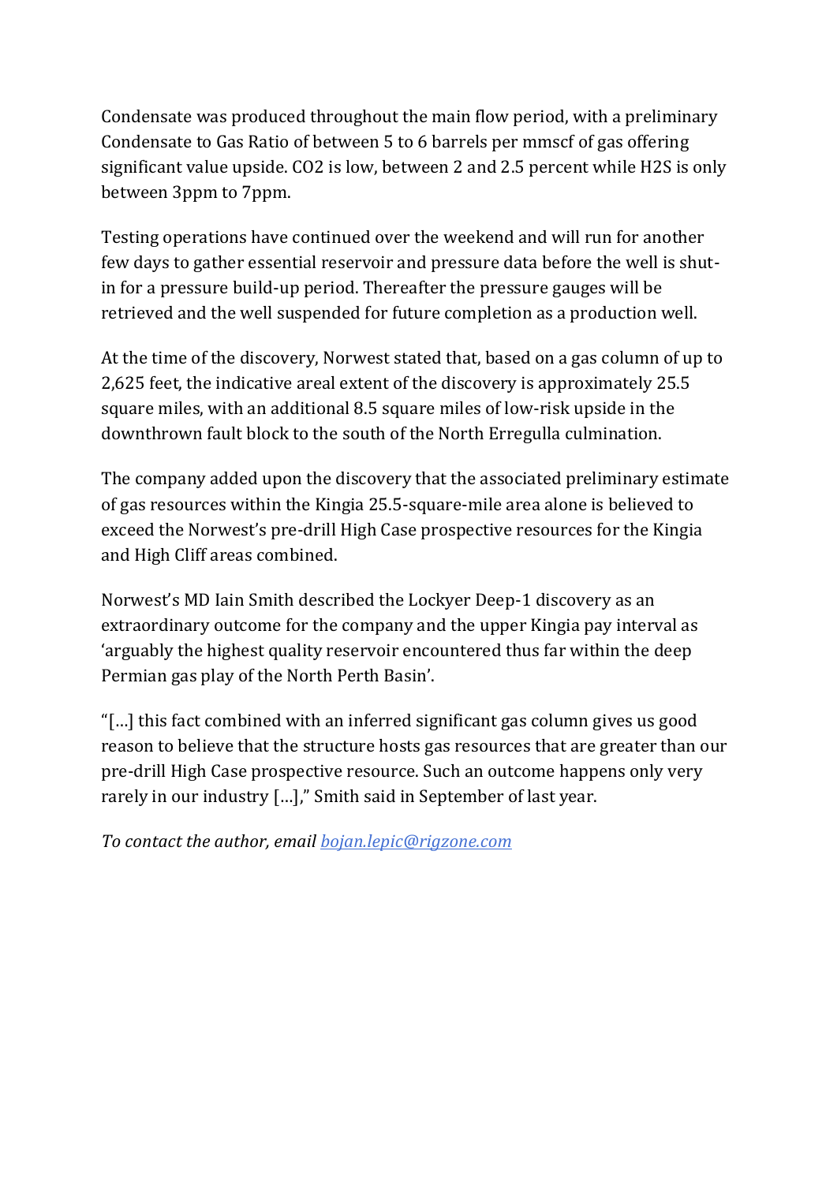Condensate was produced throughout the main flow period, with a preliminary Condensate to Gas Ratio of between 5 to 6 barrels per mmscf of gas offering significant value upside. $CO_2$ is low, between 2 and 2.5 percent while $H_2S$ is only between 3ppm to 7ppm.

Testing operations have continued over the weekend and will run for another few days to gather essential reservoir and pressure data before the well is shut-in for a pressure build-up period. Thereafter the pressure gauges will be retrieved and the well suspended for future completion as a production well.

At the time of the discovery, Norwest stated that, based on a gas column of up to 2,625 feet, the indicative areal extent of the discovery is approximately 25.5 square miles, with an additional 8.5 square miles of low-risk upside in the downthrown fault block to the south of the North Erregulla culmination.

The company added upon the discovery that the associated preliminary estimate of gas resources within the Kingia 25.5-square-mile area alone is believed to exceed the Norwest's pre-drill High Case prospective resources for the Kingia and High Cliff areas combined.

Norwest's MD Iain Smith described the Lockyer Deep-1 discovery as an extraordinary outcome for the company and the upper Kingia pay interval as 'arguably the highest quality reservoir encountered thus far within the deep Permian gas play of the North Perth Basin'.

"[…] this fact combined with an inferred significant gas column gives us good reason to believe that the structure hosts gas resources that are greater than our pre-drill High Case prospective resource. Such an outcome happens only very rarely in our industry […]," Smith said in September of last year.

*To contact the author, email bojan.lepic@rigzone.com*